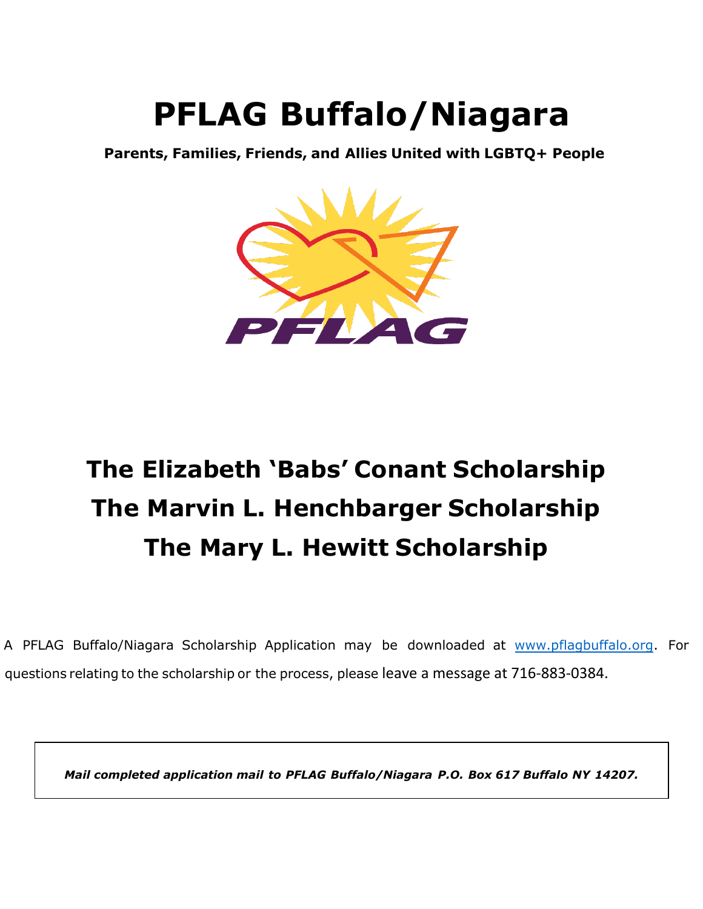# PFLAG Buffalo/Niagara

**Parents, Families, Friends, and Allies United with LGBTQ+ People**

## The Elizabeth 'Babs' Conant Scholarship
## The Marvin L. Henchbarger Scholarship
## The Mary L. Hewitt Scholarship

A PFLAG Buffalo/Niagara Scholarship Application may be downloaded at www.pflagbuffalo.org. For questions relating to the scholarship or the process, please leave a message at 716-883-0384.

***Mail completed application mail to PFLAG Buffalo/Niagara P.O. Box 617 Buffalo NY 14207.***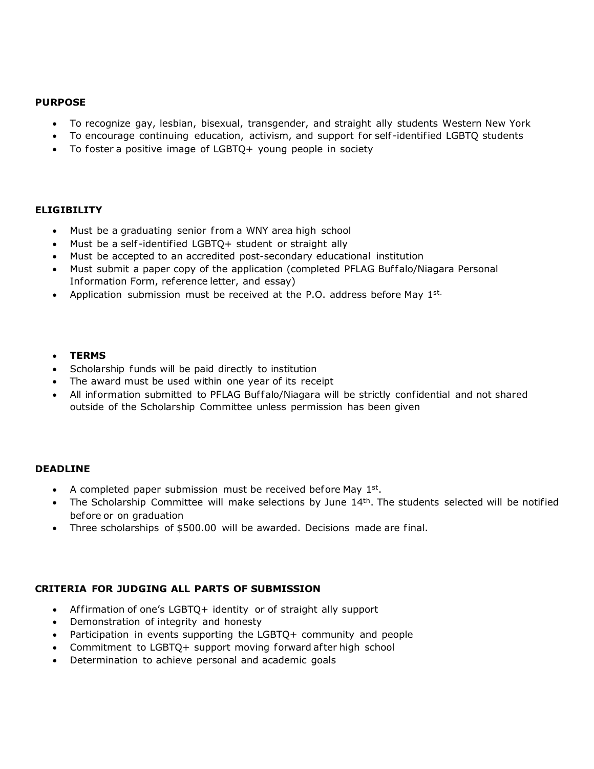**PURPOSE**

- To recognize gay, lesbian, bisexual, transgender, and straight ally students Western New York
- To encourage continuing education, activism, and support for self-identified LGBTQ students
- To foster a positive image of LGBTQ+ young people in society

**ELIGIBILITY**

- Must be a graduating senior from a WNY area high school
- Must be a self-identified LGBTQ+ student or straight ally
- Must be accepted to an accredited post-secondary educational institution
- Must submit a paper copy of the application (completed PFLAG Buffalo/Niagara Personal Information Form, reference letter, and essay)
- Application submission must be received at the P.O. address before May 1st.

- **TERMS**
- Scholarship funds will be paid directly to institution
- The award must be used within one year of its receipt
- All information submitted to PFLAG Buffalo/Niagara will be strictly confidential and not shared outside of the Scholarship Committee unless permission has been given

**DEADLINE**

- A completed paper submission must be received before May 1st.
- The Scholarship Committee will make selections by June 14th. The students selected will be notified before or on graduation
- Three scholarships of $500.00 will be awarded. Decisions made are final.

**CRITERIA FOR JUDGING ALL PARTS OF SUBMISSION**

- Affirmation of one's LGBTQ+ identity or of straight ally support
- Demonstration of integrity and honesty
- Participation in events supporting the LGBTQ+ community and people
- Commitment to LGBTQ+ support moving forward after high school
- Determination to achieve personal and academic goals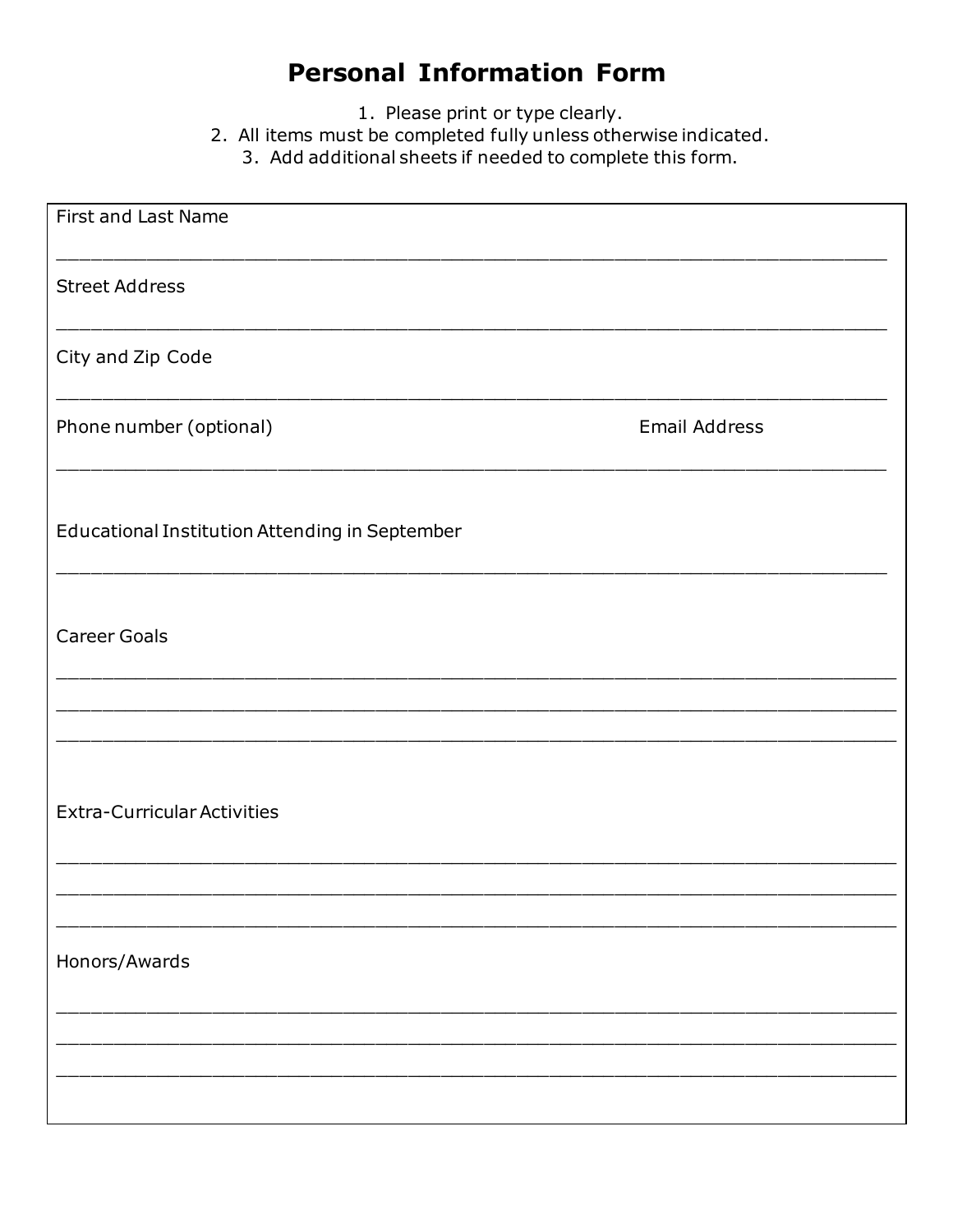# Personal Information Form

1. Please print or type clearly.
2. All items must be completed fully unless otherwise indicated.
3. Add additional sheets if needed to complete this form.

First and Last Name

_______________________________________________________________________________

Street Address

_______________________________________________________________________________

City and Zip Code

_______________________________________________________________________________

Phone number (optional) Email Address

_______________________________________________________________________________

Educational Institution Attending in September

_______________________________________________________________________________

Career Goals

_______________________________________________________________________________

_______________________________________________________________________________

_______________________________________________________________________________

Extra-Curricular Activities

_______________________________________________________________________________

_______________________________________________________________________________

_______________________________________________________________________________

Honors/Awards

_______________________________________________________________________________

_______________________________________________________________________________

_______________________________________________________________________________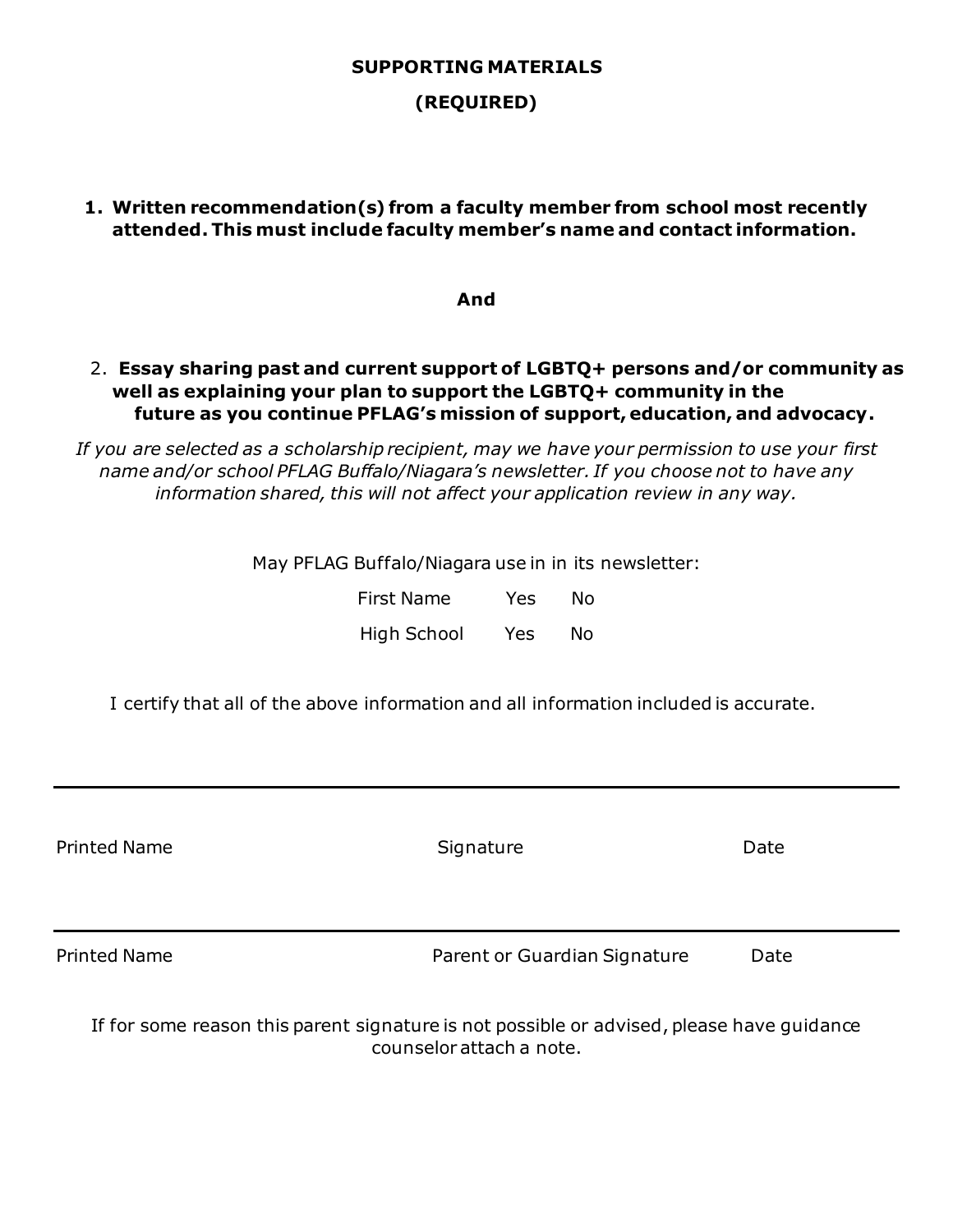**SUPPORTING MATERIALS**

**(REQUIRED)**

1. **Written recommendation(s) from a faculty member from school most recently attended. This must include faculty member's name and contact information.**

**And**

2. **Essay sharing past and current support of LGBTQ+ persons and/or community as well as explaining your plan to support the LGBTQ+ community in the future as you continue PFLAG's mission of support, education, and advocacy.**

*If you are selected as a scholarship recipient, may we have your permission to use your first name and/or school PFLAG Buffalo/Niagara's newsletter. If you choose not to have any information shared, this will not affect your application review in any way.*

May PFLAG Buffalo/Niagara use in in its newsletter:

| | | |
|---|---|---|
| First Name | Yes | No |
| High School | Yes | No |

I certify that all of the above information and all information included is accurate.

---

Printed Name | Signature | Date

---

Printed Name | Parent or Guardian Signature | Date

If for some reason this parent signature is not possible or advised, please have guidance counselor attach a note.